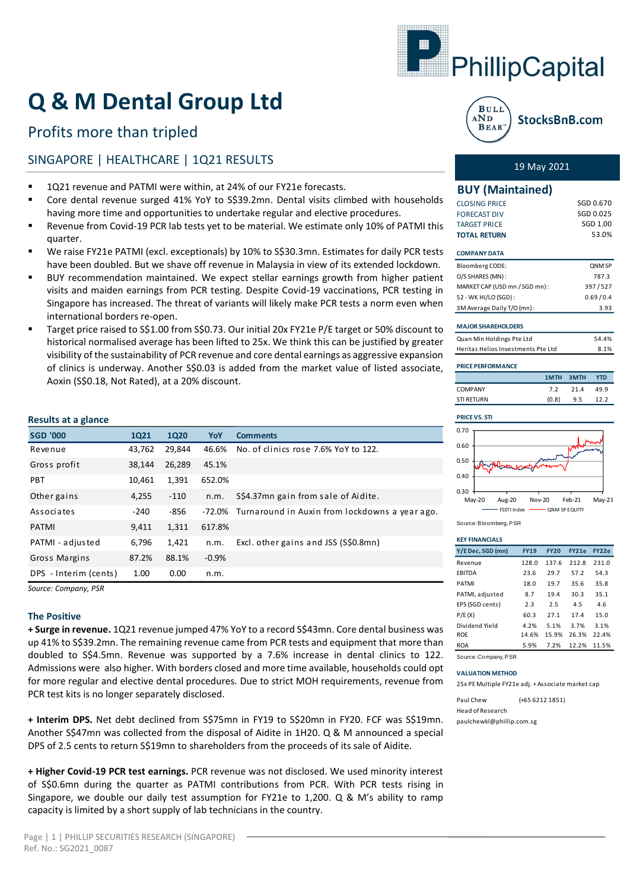# Q & M Dental Group Ltd

## Profits more than tripled

### SINGAPORE | HEALTHCARE | 1Q21 RESULTS

- 1Q21 revenue and PATMI were within, at 24% of our FY21e forecasts.
- Core dental revenue surged 41% YoY to S$39.2mn. Dental visits climbed with households having more time and opportunities to undertake regular and elective procedures.
- Revenue from Covid-19 PCR lab tests yet to be material. We estimate only 10% of PATMI this quarter.
- We raise FY21e PATMI (excl. exceptionals) by 10% to S$30.3mn. Estimates for daily PCR tests have been doubled. But we shave off revenue in Malaysia in view of its extended lockdown.
- BUY recommendation maintained. We expect stellar earnings growth from higher patient visits and maiden earnings from PCR testing. Despite Covid-19 vaccinations, PCR testing in Singapore has increased. The threat of variants will likely make PCR tests a norm even when international borders re-open.
- Target price raised to S$1.00 from S$0.73. Our initial 20x FY21e P/E target or 50% discount to historical normalised average has been lifted to 25x. We think this can be justified by greater visibility of the sustainability of PCR revenue and core dental earnings as aggressive expansion of clinics is underway. Another S$0.03 is added from the market value of listed associate, Aoxin (S$0.18, Not Rated), at a 20% discount.

### Results at a glance

| SGD '000 | 1Q21 | 1Q20 | YoY | Comments |
|---|---|---|---|---|
| Revenue | 43,762 | 29,844 | 46.6% | No. of clinics rose 7.6% YoY to 122. |
| Gross profit | 38,144 | 26,289 | 45.1% | |
| PBT | 10,461 | 1,391 | 652.0% | |
| Other gains | 4,255 | -110 | n.m. | S$4.37mn gain from sale of Aidite. |
| Associates | -240 | -856 | -72.0% | Turnaround in Auxin from lockdowns a year ago. |
| PATMI | 9,411 | 1,311 | 617.8% | |
| PATMI - adjusted | 6,796 | 1,421 | n.m. | Excl. other gains and JSS (S$0.8mn) |
| Gross Margins | 87.2% | 88.1% | -0.9% | |
| DPS - Interim (cents) | 1.00 | 0.00 | n.m. | |

*Source: Company, PSR*

### The Positive

**+ Surge in revenue.** 1Q21 revenue jumped 47% YoY to a record S$43mn. Core dental business was up 41% to S$39.2mn. The remaining revenue came from PCR tests and equipment that more than doubled to S$4.5mn. Revenue was supported by a 7.6% increase in dental clinics to 122. Admissions were also higher. With borders closed and more time available, households could opt for more regular and elective dental procedures. Due to strict MOH requirements, revenue from PCR test kits is no longer separately disclosed.

**+ Interim DPS.** Net debt declined from S$75mn in FY19 to S$20mn in FY20. FCF was S$19mn. Another S$47mn was collected from the disposal of Aidite in 1H20. Q & M announced a special DPS of 2.5 cents to return S$19mn to shareholders from the proceeds of its sale of Aidite.

**+ Higher Covid-19 PCR test earnings.** PCR revenue was not disclosed. We used minority interest of S$0.6mn during the quarter as PATMI contributions from PCR. With PCR tests rising in Singapore, we double our daily test assumption for FY21e to 1,200. Q & M's ability to ramp capacity is limited by a short supply of lab technicians in the country.

---

19 May 2021

## BUY (Maintained)

| | |
|---|---|
| CLOSING PRICE | SGD 0.670 |
| FORECAST DIV | SGD 0.025 |
| TARGET PRICE | SGD 1.00 |
| **TOTAL RETURN** | **53.0%** |

**COMPANY DATA**

| | |
|---|---|
| Bloomberg CODE: | QNM SP |
| O/S SHARES (MN) : | 787.3 |
| MARKET CAP (USD mn / SGD mn) : | 397 / 527 |
| 52 - WK HI/LO (SGD) : | 0.69 / 0.4 |
| 3M Average Daily T/O (mn) : | 3.93 |

**MAJOR SHAREHOLDERS**

| | |
|---|---|
| Quan Min Holdings Pte Ltd | 54.4% |
| Heritas Helios Investments Pte Ltd | 8.1% |

**PRICE PERFORMANCE**

| | 1MTH | 3MTH | YTD |
|---|---|---|---|
| COMPANY | 7.2 | 21.4 | 49.9 |
| STI RETURN | (0.8) | 9.5 | 12.2 |

**PRICE VS. STI**

Source: Bloomberg, PSR

**KEY FINANCIALS**

| Y/E Dec, SGD (mn) | FY19 | FY20 | FY21e | FY22e |
|---|---|---|---|---|
| Revenue | 128.0 | 137.6 | 212.8 | 231.0 |
| EBITDA | 23.6 | 29.7 | 57.2 | 54.3 |
| PATMI | 18.0 | 19.7 | 35.6 | 35.8 |
| PATMI, adjusted | 8.7 | 19.4 | 30.3 | 35.1 |
| EPS (SGD cents) | 2.3 | 2.5 | 4.5 | 4.6 |
| P/E (X) | 60.3 | 27.1 | 17.4 | 15.0 |
| Dividend Yield | 4.2% | 5.1% | 3.7% | 3.1% |
| ROE | 14.6% | 15.9% | 26.3% | 22.4% |
| ROA | 5.9% | 7.2% | 12.2% | 11.5% |

Source: Company, PSR

**VALUATION METHOD**

25x PE Multiple FY21e adj. + Associate market cap

Paul Chew (+65 6212 1851)
Head of Research
paulchewkl@phillip.com.sg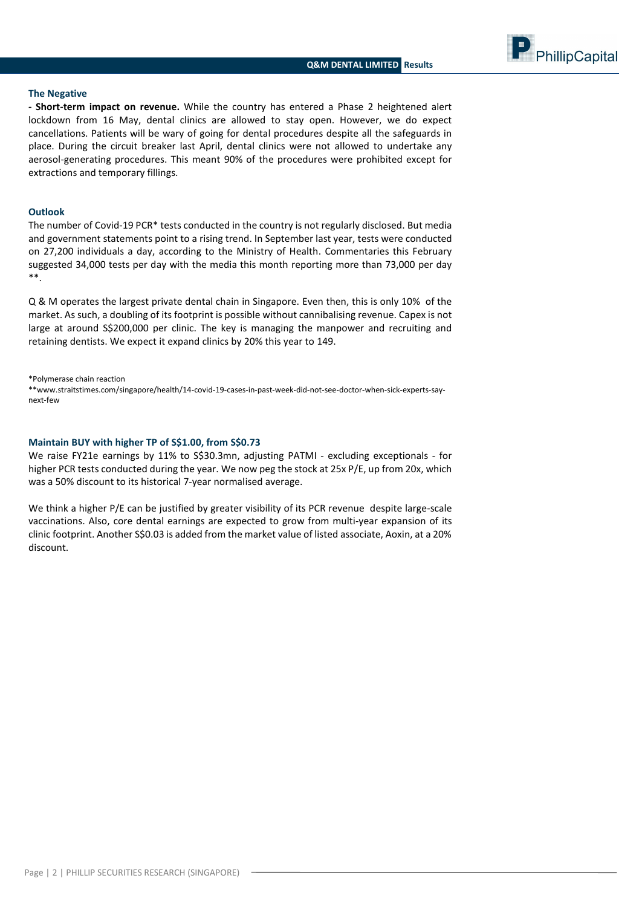### The Negative

**- Short-term impact on revenue.** While the country has entered a Phase 2 heightened alert lockdown from 16 May, dental clinics are allowed to stay open. However, we do expect cancellations. Patients will be wary of going for dental procedures despite all the safeguards in place. During the circuit breaker last April, dental clinics were not allowed to undertake any aerosol-generating procedures. This meant 90% of the procedures were prohibited except for extractions and temporary fillings.

### Outlook

The number of Covid-19 PCR* tests conducted in the country is not regularly disclosed. But media and government statements point to a rising trend. In September last year, tests were conducted on 27,200 individuals a day, according to the Ministry of Health. Commentaries this February suggested 34,000 tests per day with the media this month reporting more than 73,000 per day **.

Q & M operates the largest private dental chain in Singapore. Even then, this is only 10% of the market. As such, a doubling of its footprint is possible without cannibalising revenue. Capex is not large at around S$200,000 per clinic. The key is managing the manpower and recruiting and retaining dentists. We expect it expand clinics by 20% this year to 149.

*Polymerase chain reaction

**www.straitstimes.com/singapore/health/14-covid-19-cases-in-past-week-did-not-see-doctor-when-sick-experts-say-next-few

### Maintain BUY with higher TP of S$1.00, from S$0.73

We raise FY21e earnings by 11% to S$30.3mn, adjusting PATMI - excluding exceptionals - for higher PCR tests conducted during the year. We now peg the stock at 25x P/E, up from 20x, which was a 50% discount to its historical 7-year normalised average.

We think a higher P/E can be justified by greater visibility of its PCR revenue despite large-scale vaccinations. Also, core dental earnings are expected to grow from multi-year expansion of its clinic footprint. Another S$0.03 is added from the market value of listed associate, Aoxin, at a 20% discount.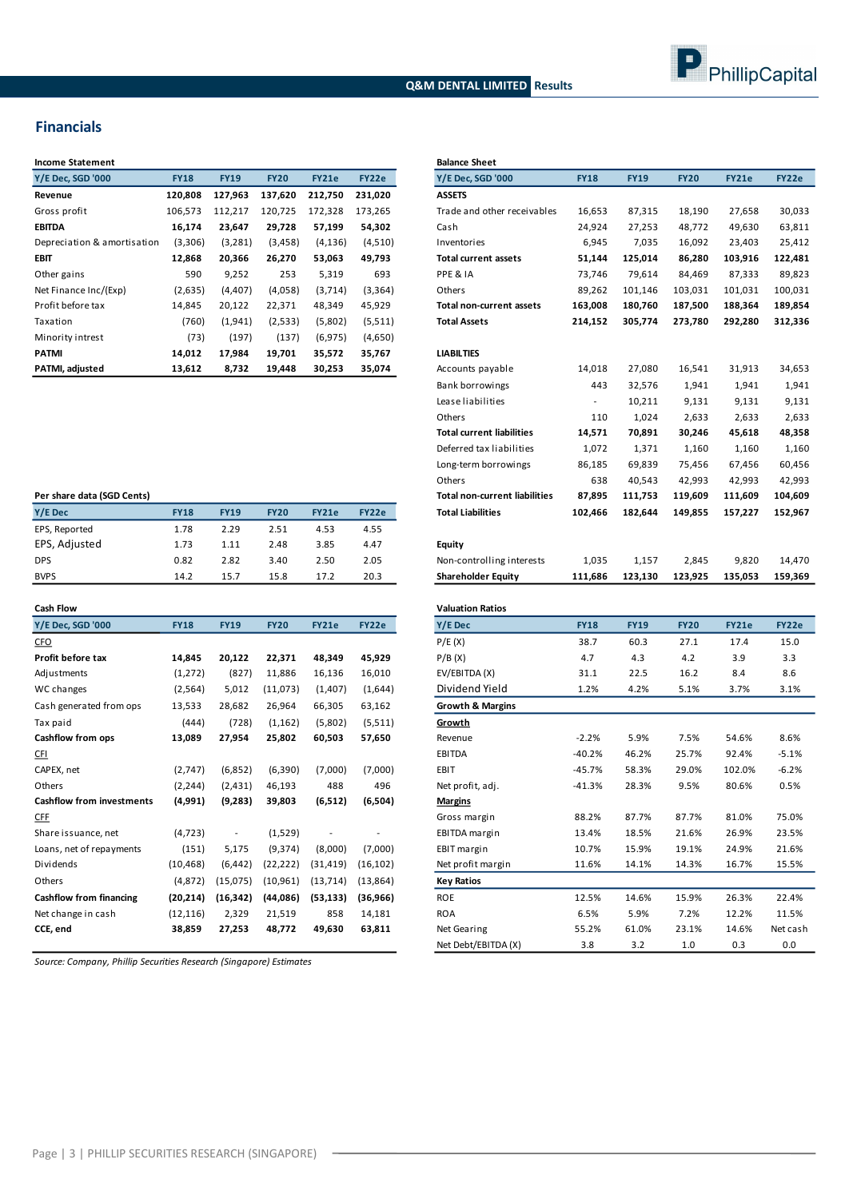## Financials

**Income Statement**

| Y/E Dec, SGD '000 | FY18 | FY19 | FY20 | FY21e | FY22e |
|---|---|---|---|---|---|
| **Revenue** | **120,808** | **127,963** | **137,620** | **212,750** | **231,020** |
| Gross profit | 106,573 | 112,217 | 120,725 | 172,328 | 173,265 |
| **EBITDA** | **16,174** | **23,647** | **29,728** | **57,199** | **54,302** |
| Depreciation & amortisation | (3,306) | (3,281) | (3,458) | (4,136) | (4,510) |
| **EBIT** | **12,868** | **20,366** | **26,270** | **53,063** | **49,793** |
| Other gains | 590 | 9,252 | 253 | 5,319 | 693 |
| Net Finance Inc/(Exp) | (2,635) | (4,407) | (4,058) | (3,714) | (3,364) |
| Profit before tax | 14,845 | 20,122 | 22,371 | 48,349 | 45,929 |
| Taxation | (760) | (1,941) | (2,533) | (5,802) | (5,511) |
| Minority intrest | (73) | (197) | (137) | (6,975) | (4,650) |
| **PATMI** | **14,012** | **17,984** | **19,701** | **35,572** | **35,767** |
| **PATMI, adjusted** | **13,612** | **8,732** | **19,448** | **30,253** | **35,074** |

**Per share data (SGD Cents)**

| Y/E Dec | FY18 | FY19 | FY20 | FY21e | FY22e |
|---|---|---|---|---|---|
| EPS, Reported | 1.78 | 2.29 | 2.51 | 4.53 | 4.55 |
| EPS, Adjusted | 1.73 | 1.11 | 2.48 | 3.85 | 4.47 |
| DPS | 0.82 | 2.82 | 3.40 | 2.50 | 2.05 |
| BVPS | 14.2 | 15.7 | 15.8 | 17.2 | 20.3 |

**Cash Flow**

| Y/E Dec, SGD '000 | FY18 | FY19 | FY20 | FY21e | FY22e |
|---|---|---|---|---|---|
| CFO | | | | | |
| **Profit before tax** | **14,845** | **20,122** | **22,371** | **48,349** | **45,929** |
| Adjustments | (1,272) | (827) | 11,886 | 16,136 | 16,010 |
| WC changes | (2,564) | 5,012 | (11,073) | (1,407) | (1,644) |
| Cash generated from ops | 13,533 | 28,682 | 26,964 | 66,305 | 63,162 |
| Tax paid | (444) | (728) | (1,162) | (5,802) | (5,511) |
| **Cashflow from ops** | **13,089** | **27,954** | **25,802** | **60,503** | **57,650** |
| CFI | | | | | |
| CAPEX, net | (2,747) | (6,852) | (6,390) | (7,000) | (7,000) |
| Others | (2,244) | (2,431) | 46,193 | 488 | 496 |
| **Cashflow from investments** | **(4,991)** | **(9,283)** | **39,803** | **(6,512)** | **(6,504)** |
| CFF | | | | | |
| Share issuance, net | (4,723) | - | (1,529) | - | - |
| Loans, net of repayments | (151) | 5,175 | (9,374) | (8,000) | (7,000) |
| Dividends | (10,468) | (6,442) | (22,222) | (31,419) | (16,102) |
| Others | (4,872) | (15,075) | (10,961) | (13,714) | (13,864) |
| **Cashflow from financing** | **(20,214)** | **(16,342)** | **(44,086)** | **(53,133)** | **(36,966)** |
| Net change in cash | (12,116) | 2,329 | 21,519 | 858 | 14,181 |
| **CCE, end** | **38,859** | **27,253** | **48,772** | **49,630** | **63,811** |

**Balance Sheet**

| Y/E Dec, SGD '000 | FY18 | FY19 | FY20 | FY21e | FY22e |
|---|---|---|---|---|---|
| **ASSETS** | | | | | |
| Trade and other receivables | 16,653 | 87,315 | 18,190 | 27,658 | 30,033 |
| Cash | 24,924 | 27,253 | 48,772 | 49,630 | 63,811 |
| Inventories | 6,945 | 7,035 | 16,092 | 23,403 | 25,412 |
| **Total current assets** | **51,144** | **125,014** | **86,280** | **103,916** | **122,481** |
| PPE & IA | 73,746 | 79,614 | 84,469 | 87,333 | 89,823 |
| Others | 89,262 | 101,146 | 103,031 | 101,031 | 100,031 |
| **Total non-current assets** | **163,008** | **180,760** | **187,500** | **188,364** | **189,854** |
| **Total Assets** | **214,152** | **305,774** | **273,780** | **292,280** | **312,336** |
| **LIABILTIES** | | | | | |
| Accounts payable | 14,018 | 27,080 | 16,541 | 31,913 | 34,653 |
| Bank borrowings | 443 | 32,576 | 1,941 | 1,941 | 1,941 |
| Lease liabilities | - | 10,211 | 9,131 | 9,131 | 9,131 |
| Others | 110 | 1,024 | 2,633 | 2,633 | 2,633 |
| **Total current liabilities** | **14,571** | **70,891** | **30,246** | **45,618** | **48,358** |
| Deferred tax liabilities | 1,072 | 1,371 | 1,160 | 1,160 | 1,160 |
| Long-term borrowings | 86,185 | 69,839 | 75,456 | 67,456 | 60,456 |
| Others | 638 | 40,543 | 42,993 | 42,993 | 42,993 |
| **Total non-current liabilities** | **87,895** | **111,753** | **119,609** | **111,609** | **104,609** |
| **Total Liabilities** | **102,466** | **182,644** | **149,855** | **157,227** | **152,967** |
| **Equity** | | | | | |
| Non-controlling interests | 1,035 | 1,157 | 2,845 | 9,820 | 14,470 |
| **Shareholder Equity** | **111,686** | **123,130** | **123,925** | **135,053** | **159,369** |

**Valuation Ratios**

| Y/E Dec | FY18 | FY19 | FY20 | FY21e | FY22e |
|---|---|---|---|---|---|
| P/E (X) | 38.7 | 60.3 | 27.1 | 17.4 | 15.0 |
| P/B (X) | 4.7 | 4.3 | 4.2 | 3.9 | 3.3 |
| EV/EBITDA (X) | 31.1 | 22.5 | 16.2 | 8.4 | 8.6 |
| Dividend Yield | 1.2% | 4.2% | 5.1% | 3.7% | 3.1% |
| **Growth & Margins** | | | | | |
| Growth | | | | | |
| Revenue | -2.2% | 5.9% | 7.5% | 54.6% | 8.6% |
| EBITDA | -40.2% | 46.2% | 25.7% | 92.4% | -5.1% |
| EBIT | -45.7% | 58.3% | 29.0% | 102.0% | -6.2% |
| Net profit, adj. | -41.3% | 28.3% | 9.5% | 80.6% | 0.5% |
| Margins | | | | | |
| Gross margin | 88.2% | 87.7% | 87.7% | 81.0% | 75.0% |
| EBITDA margin | 13.4% | 18.5% | 21.6% | 26.9% | 23.5% |
| EBIT margin | 10.7% | 15.9% | 19.1% | 24.9% | 21.6% |
| Net profit margin | 11.6% | 14.1% | 14.3% | 16.7% | 15.5% |
| **Key Ratios** | | | | | |
| ROE | 12.5% | 14.6% | 15.9% | 26.3% | 22.4% |
| ROA | 6.5% | 5.9% | 7.2% | 12.2% | 11.5% |
| Net Gearing | 55.2% | 61.0% | 23.1% | 14.6% | Net cash |
| Net Debt/EBITDA (X) | 3.8 | 3.2 | 1.0 | 0.3 | 0.0 |

*Source: Company, Phillip Securities Research (Singapore) Estimates*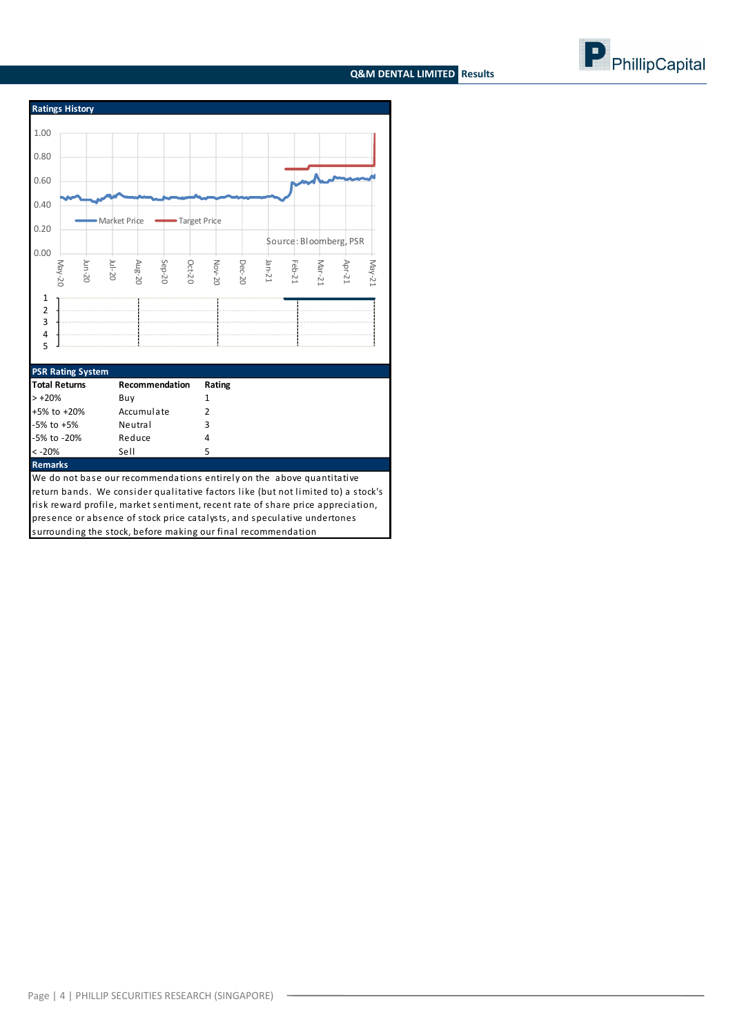## Ratings History

Market Price — Target Price

Source: Bloomberg, PSR

## PSR Rating System

| Total Returns | Recommendation | Rating |
| --- | --- | --- |
| > +20% | Buy | 1 |
| +5% to +20% | Accumulate | 2 |
| -5% to +5% | Neutral | 3 |
| -5% to -20% | Reduce | 4 |
| < -20% | Sell | 5 |

## Remarks

We do not base our recommendations entirely on the above quantitative return bands. We consider qualitative factors like (but not limited to) a stock's risk reward profile, market sentiment, recent rate of share price appreciation, presence or absence of stock price catalysts, and speculative undertones surrounding the stock, before making our final recommendation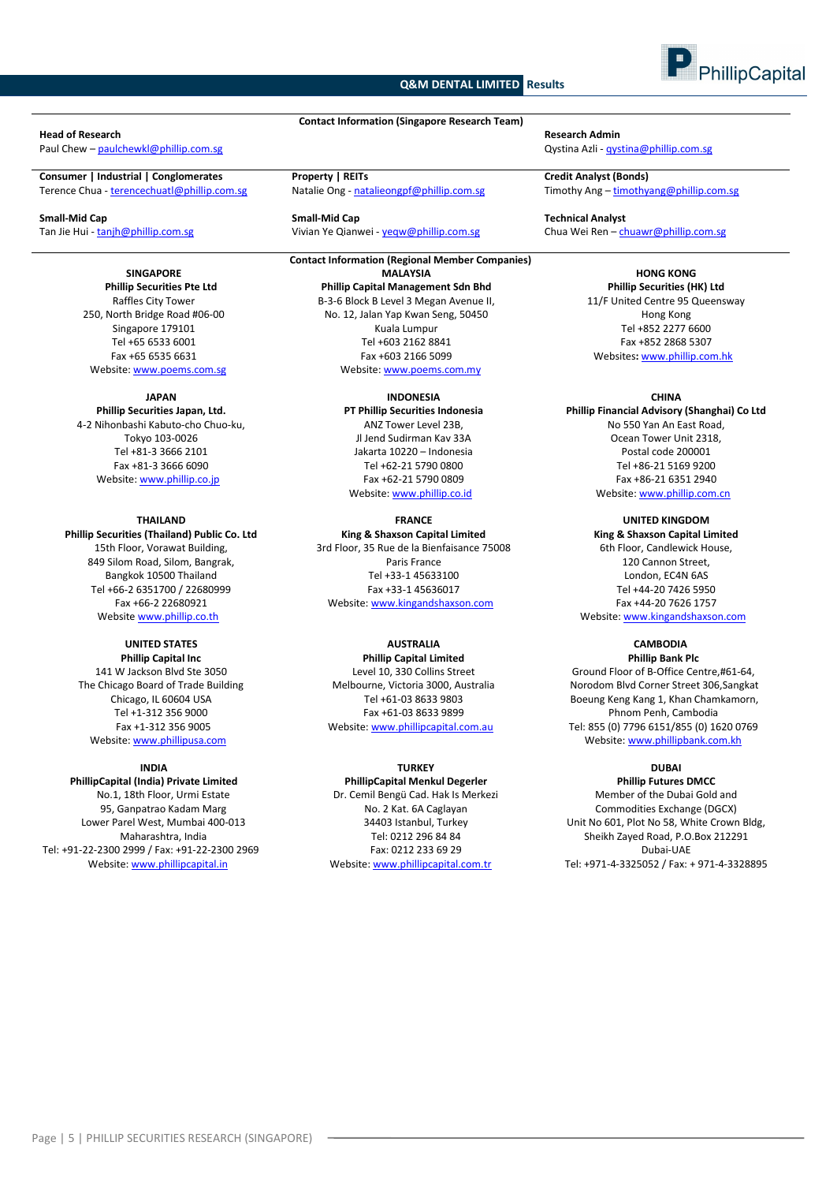## Contact Information (Singapore Research Team)

**Head of Research**
Paul Chew – paulchewkl@phillip.com.sg

**Research Admin**
Qystina Azli - qystina@phillip.com.sg

**Consumer | Industrial | Conglomerates**
Terence Chua - terencechuatl@phillip.com.sg

**Property | REITs**
Natalie Ong - natalieongpf@phillip.com.sg

**Credit Analyst (Bonds)**
Timothy Ang – timothyang@phillip.com.sg

**Small-Mid Cap**
Tan Jie Hui - tanjh@phillip.com.sg

**Small-Mid Cap**
Vivian Ye Qianwei - yeqw@phillip.com.sg

**Technical Analyst**
Chua Wei Ren – chuawr@phillip.com.sg

## Contact Information (Regional Member Companies)

**SINGAPORE**
**Phillip Securities Pte Ltd**
Raffles City Tower
250, North Bridge Road #06-00
Singapore 179101
Tel +65 6533 6001
Fax +65 6535 6631
Website: www.poems.com.sg

**MALAYSIA**
**Phillip Capital Management Sdn Bhd**
B-3-6 Block B Level 3 Megan Avenue II,
No. 12, Jalan Yap Kwan Seng, 50450
Kuala Lumpur
Tel +603 2162 8841
Fax +603 2166 5099
Website: www.poems.com.my

**HONG KONG**
**Phillip Securities (HK) Ltd**
11/F United Centre 95 Queensway
Hong Kong
Tel +852 2277 6600
Fax +852 2868 5307
Websites: www.phillip.com.hk

**JAPAN**
**Phillip Securities Japan, Ltd.**
4-2 Nihonbashi Kabuto-cho Chuo-ku,
Tokyo 103-0026
Tel +81-3 3666 2101
Fax +81-3 3666 6090
Website: www.phillip.co.jp

**INDONESIA**
**PT Phillip Securities Indonesia**
ANZ Tower Level 23B,
Jl Jend Sudirman Kav 33A
Jakarta 10220 – Indonesia
Tel +62-21 5790 0800
Fax +62-21 5790 0809
Website: www.phillip.co.id

**CHINA**
**Phillip Financial Advisory (Shanghai) Co Ltd**
No 550 Yan An East Road,
Ocean Tower Unit 2318,
Postal code 200001
Tel +86-21 5169 9200
Fax +86-21 6351 2940
Website: www.phillip.com.cn

**THAILAND**
**Phillip Securities (Thailand) Public Co. Ltd**
15th Floor, Vorawat Building,
849 Silom Road, Silom, Bangrak,
Bangkok 10500 Thailand
Tel +66-2 6351700 / 22680999
Fax +66-2 22680921
Website www.phillip.co.th

**FRANCE**
**King & Shaxson Capital Limited**
3rd Floor, 35 Rue de la Bienfaisance 75008
Paris France
Tel +33-1 45633100
Fax +33-1 45636017
Website: www.kingandshaxson.com

**UNITED KINGDOM**
**King & Shaxson Capital Limited**
6th Floor, Candlewick House,
120 Cannon Street,
London, EC4N 6AS
Tel +44-20 7426 5950
Fax +44-20 7626 1757
Website: www.kingandshaxson.com

**UNITED STATES**
**Phillip Capital Inc**
141 W Jackson Blvd Ste 3050
The Chicago Board of Trade Building
Chicago, IL 60604 USA
Tel +1-312 356 9000
Fax +1-312 356 9005
Website: www.phillipusa.com

**AUSTRALIA**
**Phillip Capital Limited**
Level 10, 330 Collins Street
Melbourne, Victoria 3000, Australia
Tel +61-03 8633 9803
Fax +61-03 8633 9899
Website: www.phillipcapital.com.au

**CAMBODIA**
**Phillip Bank Plc**
Ground Floor of B-Office Centre,#61-64,
Norodom Blvd Corner Street 306,Sangkat
Boeung Keng Kang 1, Khan Chamkamorn,
Phnom Penh, Cambodia
Tel: 855 (0) 7796 6151/855 (0) 1620 0769
Website: www.phillipbank.com.kh

**INDIA**
**PhillipCapital (India) Private Limited**
No.1, 18th Floor, Urmi Estate
95, Ganpatrao Kadam Marg
Lower Parel West, Mumbai 400-013
Maharashtra, India
Tel: +91-22-2300 2999 / Fax: +91-22-2300 2969
Website: www.phillipcapital.in

**TURKEY**
**PhillipCapital Menkul Degerler**
Dr. Cemil Bengü Cad. Hak Is Merkezi
No. 2 Kat. 6A Caglayan
34403 Istanbul, Turkey
Tel: 0212 296 84 84
Fax: 0212 233 69 29
Website: www.phillipcapital.com.tr

**DUBAI**
**Phillip Futures DMCC**
Member of the Dubai Gold and
Commodities Exchange (DGCX)
Unit No 601, Plot No 58, White Crown Bldg,
Sheikh Zayed Road, P.O.Box 212291
Dubai-UAE
Tel: +971-4-3325052 / Fax: + 971-4-3328895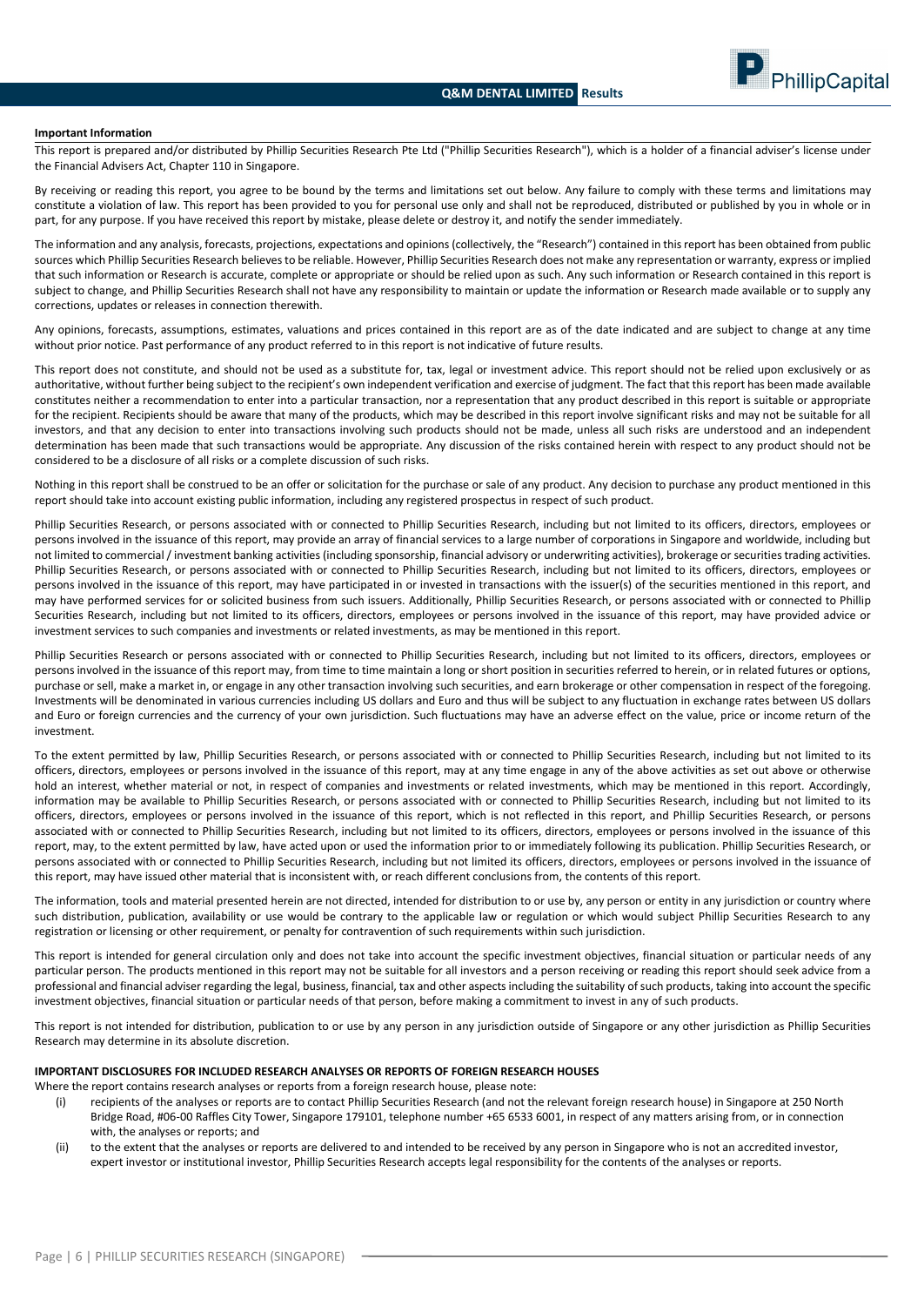## Important Information

This report is prepared and/or distributed by Phillip Securities Research Pte Ltd ("Phillip Securities Research"), which is a holder of a financial adviser's license under the Financial Advisers Act, Chapter 110 in Singapore.

By receiving or reading this report, you agree to be bound by the terms and limitations set out below. Any failure to comply with these terms and limitations may constitute a violation of law. This report has been provided to you for personal use only and shall not be reproduced, distributed or published by you in whole or in part, for any purpose. If you have received this report by mistake, please delete or destroy it, and notify the sender immediately.

The information and any analysis, forecasts, projections, expectations and opinions (collectively, the "Research") contained in this report has been obtained from public sources which Phillip Securities Research believes to be reliable. However, Phillip Securities Research does not make any representation or warranty, express or implied that such information or Research is accurate, complete or appropriate or should be relied upon as such. Any such information or Research contained in this report is subject to change, and Phillip Securities Research shall not have any responsibility to maintain or update the information or Research made available or to supply any corrections, updates or releases in connection therewith.

Any opinions, forecasts, assumptions, estimates, valuations and prices contained in this report are as of the date indicated and are subject to change at any time without prior notice. Past performance of any product referred to in this report is not indicative of future results.

This report does not constitute, and should not be used as a substitute for, tax, legal or investment advice. This report should not be relied upon exclusively or as authoritative, without further being subject to the recipient's own independent verification and exercise of judgment. The fact that this report has been made available constitutes neither a recommendation to enter into a particular transaction, nor a representation that any product described in this report is suitable or appropriate for the recipient. Recipients should be aware that many of the products, which may be described in this report involve significant risks and may not be suitable for all investors, and that any decision to enter into transactions involving such products should not be made, unless all such risks are understood and an independent determination has been made that such transactions would be appropriate. Any discussion of the risks contained herein with respect to any product should not be considered to be a disclosure of all risks or a complete discussion of such risks.

Nothing in this report shall be construed to be an offer or solicitation for the purchase or sale of any product. Any decision to purchase any product mentioned in this report should take into account existing public information, including any registered prospectus in respect of such product.

Phillip Securities Research, or persons associated with or connected to Phillip Securities Research, including but not limited to its officers, directors, employees or persons involved in the issuance of this report, may provide an array of financial services to a large number of corporations in Singapore and worldwide, including but not limited to commercial / investment banking activities (including sponsorship, financial advisory or underwriting activities), brokerage or securities trading activities. Phillip Securities Research, or persons associated with or connected to Phillip Securities Research, including but not limited to its officers, directors, employees or persons involved in the issuance of this report, may have participated in or invested in transactions with the issuer(s) of the securities mentioned in this report, and may have performed services for or solicited business from such issuers. Additionally, Phillip Securities Research, or persons associated with or connected to Phillip Securities Research, including but not limited to its officers, directors, employees or persons involved in the issuance of this report, may have provided advice or investment services to such companies and investments or related investments, as may be mentioned in this report.

Phillip Securities Research or persons associated with or connected to Phillip Securities Research, including but not limited to its officers, directors, employees or persons involved in the issuance of this report may, from time to time maintain a long or short position in securities referred to herein, or in related futures or options, purchase or sell, make a market in, or engage in any other transaction involving such securities, and earn brokerage or other compensation in respect of the foregoing. Investments will be denominated in various currencies including US dollars and Euro and thus will be subject to any fluctuation in exchange rates between US dollars and Euro or foreign currencies and the currency of your own jurisdiction. Such fluctuations may have an adverse effect on the value, price or income return of the investment.

To the extent permitted by law, Phillip Securities Research, or persons associated with or connected to Phillip Securities Research, including but not limited to its officers, directors, employees or persons involved in the issuance of this report, may at any time engage in any of the above activities as set out above or otherwise hold an interest, whether material or not, in respect of companies and investments or related investments, which may be mentioned in this report. Accordingly, information may be available to Phillip Securities Research, or persons associated with or connected to Phillip Securities Research, including but not limited to its officers, directors, employees or persons involved in the issuance of this report, which is not reflected in this report, and Phillip Securities Research, or persons associated with or connected to Phillip Securities Research, including but not limited to its officers, directors, employees or persons involved in the issuance of this report, may, to the extent permitted by law, have acted upon or used the information prior to or immediately following its publication. Phillip Securities Research, or persons associated with or connected to Phillip Securities Research, including but not limited its officers, directors, employees or persons involved in the issuance of this report, may have issued other material that is inconsistent with, or reach different conclusions from, the contents of this report.

The information, tools and material presented herein are not directed, intended for distribution to or use by, any person or entity in any jurisdiction or country where such distribution, publication, availability or use would be contrary to the applicable law or regulation or which would subject Phillip Securities Research to any registration or licensing or other requirement, or penalty for contravention of such requirements within such jurisdiction.

This report is intended for general circulation only and does not take into account the specific investment objectives, financial situation or particular needs of any particular person. The products mentioned in this report may not be suitable for all investors and a person receiving or reading this report should seek advice from a professional and financial adviser regarding the legal, business, financial, tax and other aspects including the suitability of such products, taking into account the specific investment objectives, financial situation or particular needs of that person, before making a commitment to invest in any of such products.

This report is not intended for distribution, publication to or use by any person in any jurisdiction outside of Singapore or any other jurisdiction as Phillip Securities Research may determine in its absolute discretion.

### IMPORTANT DISCLOSURES FOR INCLUDED RESEARCH ANALYSES OR REPORTS OF FOREIGN RESEARCH HOUSES

Where the report contains research analyses or reports from a foreign research house, please note:

(i) recipients of the analyses or reports are to contact Phillip Securities Research (and not the relevant foreign research house) in Singapore at 250 North Bridge Road, #06-00 Raffles City Tower, Singapore 179101, telephone number +65 6533 6001, in respect of any matters arising from, or in connection with, the analyses or reports; and

(ii) to the extent that the analyses or reports are delivered to and intended to be received by any person in Singapore who is not an accredited investor, expert investor or institutional investor, Phillip Securities Research accepts legal responsibility for the contents of the analyses or reports.